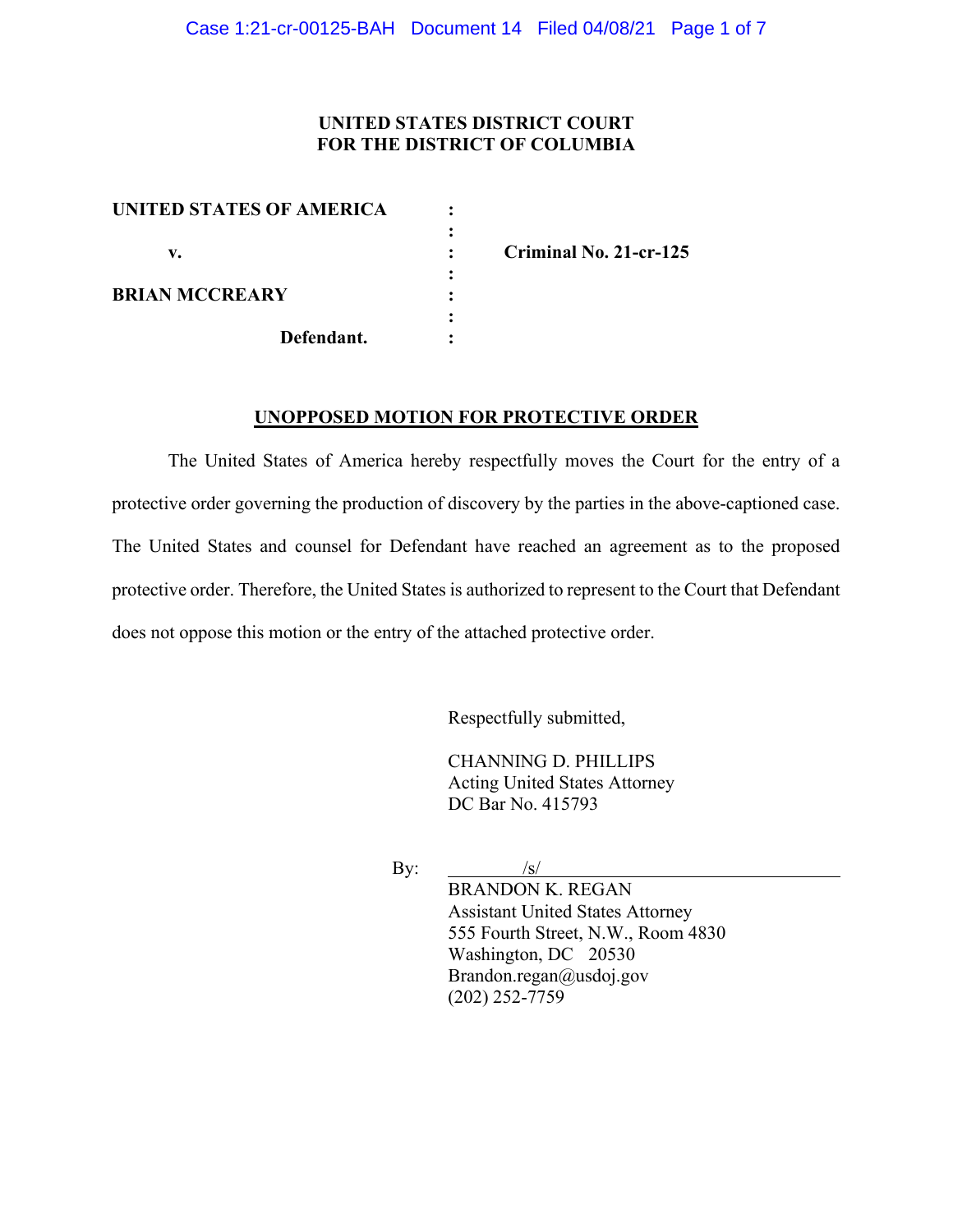**UNITED STATES DISTRICT COURT**
**FOR THE DISTRICT OF COLUMBIA**

| | | |
|---|---|---|
| **UNITED STATES OF AMERICA** | : | |
| | : | |
| **v.** | : | **Criminal No. 21-cr-125** |
| | : | |
| **BRIAN MCCREARY** | : | |
| | : | |
| **Defendant.** | : | |

**UNOPPOSED MOTION FOR PROTECTIVE ORDER**

The United States of America hereby respectfully moves the Court for the entry of a protective order governing the production of discovery by the parties in the above-captioned case. The United States and counsel for Defendant have reached an agreement as to the proposed protective order. Therefore, the United States is authorized to represent to the Court that Defendant does not oppose this motion or the entry of the attached protective order.

Respectfully submitted,

CHANNING D. PHILLIPS
Acting United States Attorney
DC Bar No. 415793

By: /s/
BRANDON K. REGAN
Assistant United States Attorney
555 Fourth Street, N.W., Room 4830
Washington, DC 20530
Brandon.regan@usdoj.gov
(202) 252-7759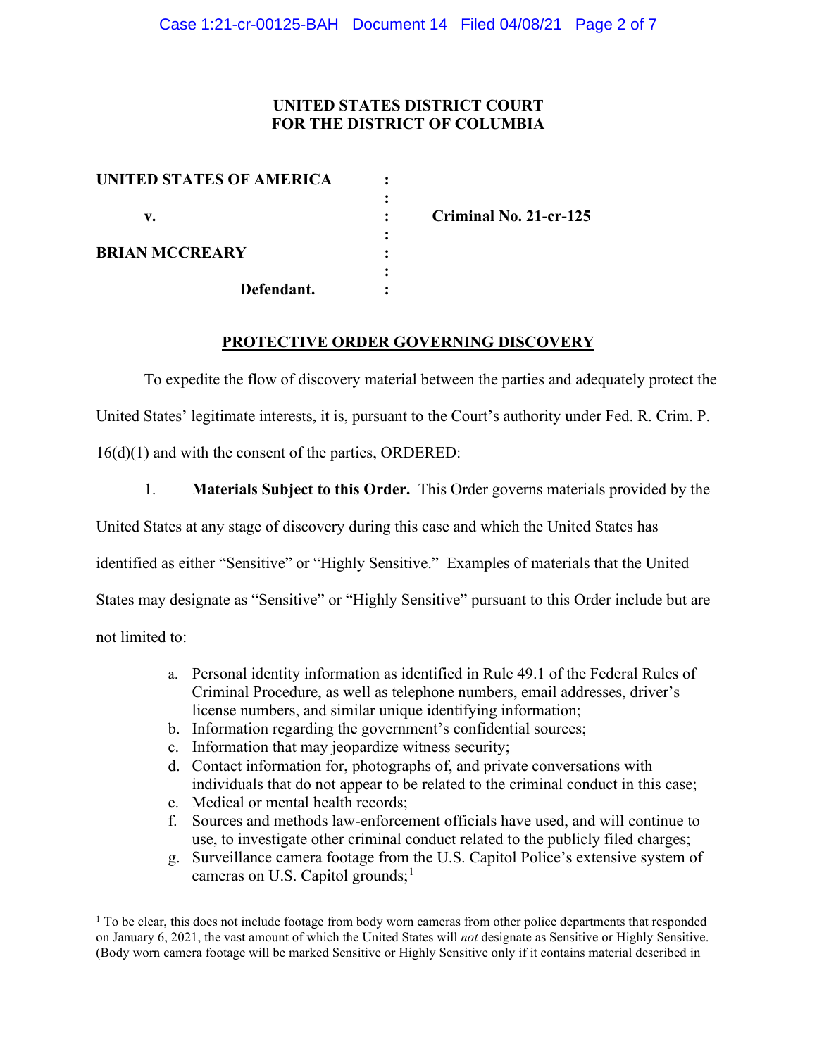**UNITED STATES DISTRICT COURT**
**FOR THE DISTRICT OF COLUMBIA**

| | | |
|---|---|---|
| **UNITED STATES OF AMERICA** | : | |
| | : | |
| **v.** | : | **Criminal No. 21-cr-125** |
| | : | |
| **BRIAN MCCREARY** | : | |
| | : | |
| **Defendant.** | : | |

## PROTECTIVE ORDER GOVERNING DISCOVERY

To expedite the flow of discovery material between the parties and adequately protect the United States' legitimate interests, it is, pursuant to the Court's authority under Fed. R. Crim. P. 16(d)(1) and with the consent of the parties, ORDERED:

1. **Materials Subject to this Order.** This Order governs materials provided by the United States at any stage of discovery during this case and which the United States has identified as either "Sensitive" or "Highly Sensitive." Examples of materials that the United States may designate as "Sensitive" or "Highly Sensitive" pursuant to this Order include but are not limited to:

   a. Personal identity information as identified in Rule 49.1 of the Federal Rules of Criminal Procedure, as well as telephone numbers, email addresses, driver's license numbers, and similar unique identifying information;
   b. Information regarding the government's confidential sources;
   c. Information that may jeopardize witness security;
   d. Contact information for, photographs of, and private conversations with individuals that do not appear to be related to the criminal conduct in this case;
   e. Medical or mental health records;
   f. Sources and methods law-enforcement officials have used, and will continue to use, to investigate other criminal conduct related to the publicly filed charges;
   g. Surveillance camera footage from the U.S. Capitol Police's extensive system of cameras on U.S. Capitol grounds;[1]

[1] To be clear, this does not include footage from body worn cameras from other police departments that responded on January 6, 2021, the vast amount of which the United States will *not* designate as Sensitive or Highly Sensitive. (Body worn camera footage will be marked Sensitive or Highly Sensitive only if it contains material described in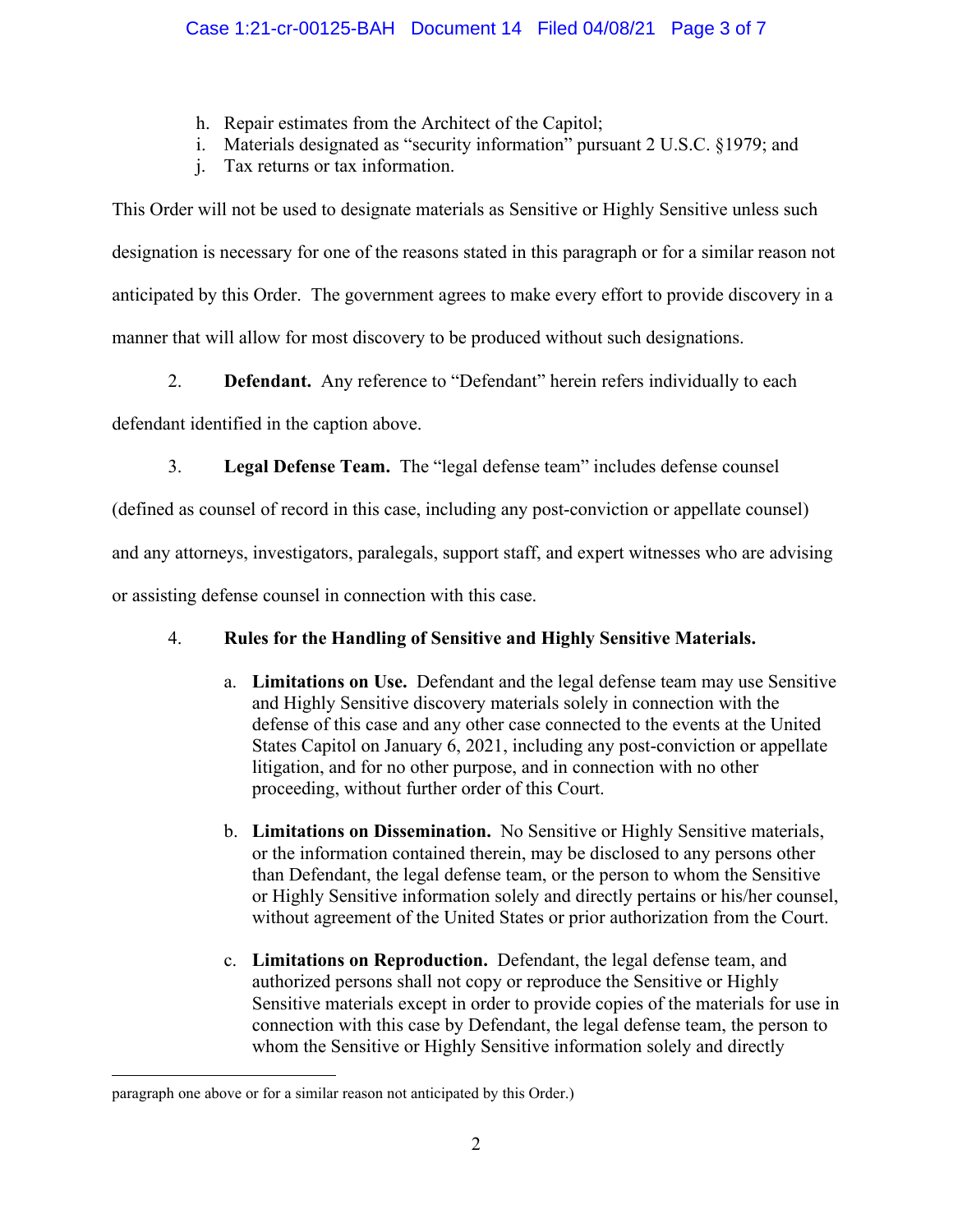h. Repair estimates from the Architect of the Capitol;
i. Materials designated as "security information" pursuant 2 U.S.C. §1979; and
j. Tax returns or tax information.

This Order will not be used to designate materials as Sensitive or Highly Sensitive unless such designation is necessary for one of the reasons stated in this paragraph or for a similar reason not anticipated by this Order. The government agrees to make every effort to provide discovery in a manner that will allow for most discovery to be produced without such designations.

2. **Defendant.** Any reference to "Defendant" herein refers individually to each defendant identified in the caption above.

3. **Legal Defense Team.** The "legal defense team" includes defense counsel (defined as counsel of record in this case, including any post-conviction or appellate counsel) and any attorneys, investigators, paralegals, support staff, and expert witnesses who are advising or assisting defense counsel in connection with this case.

4. **Rules for the Handling of Sensitive and Highly Sensitive Materials.**

   a. **Limitations on Use.** Defendant and the legal defense team may use Sensitive and Highly Sensitive discovery materials solely in connection with the defense of this case and any other case connected to the events at the United States Capitol on January 6, 2021, including any post-conviction or appellate litigation, and for no other purpose, and in connection with no other proceeding, without further order of this Court.

   b. **Limitations on Dissemination.** No Sensitive or Highly Sensitive materials, or the information contained therein, may be disclosed to any persons other than Defendant, the legal defense team, or the person to whom the Sensitive or Highly Sensitive information solely and directly pertains or his/her counsel, without agreement of the United States or prior authorization from the Court.

   c. **Limitations on Reproduction.** Defendant, the legal defense team, and authorized persons shall not copy or reproduce the Sensitive or Highly Sensitive materials except in order to provide copies of the materials for use in connection with this case by Defendant, the legal defense team, the person to whom the Sensitive or Highly Sensitive information solely and directly

---

paragraph one above or for a similar reason not anticipated by this Order.)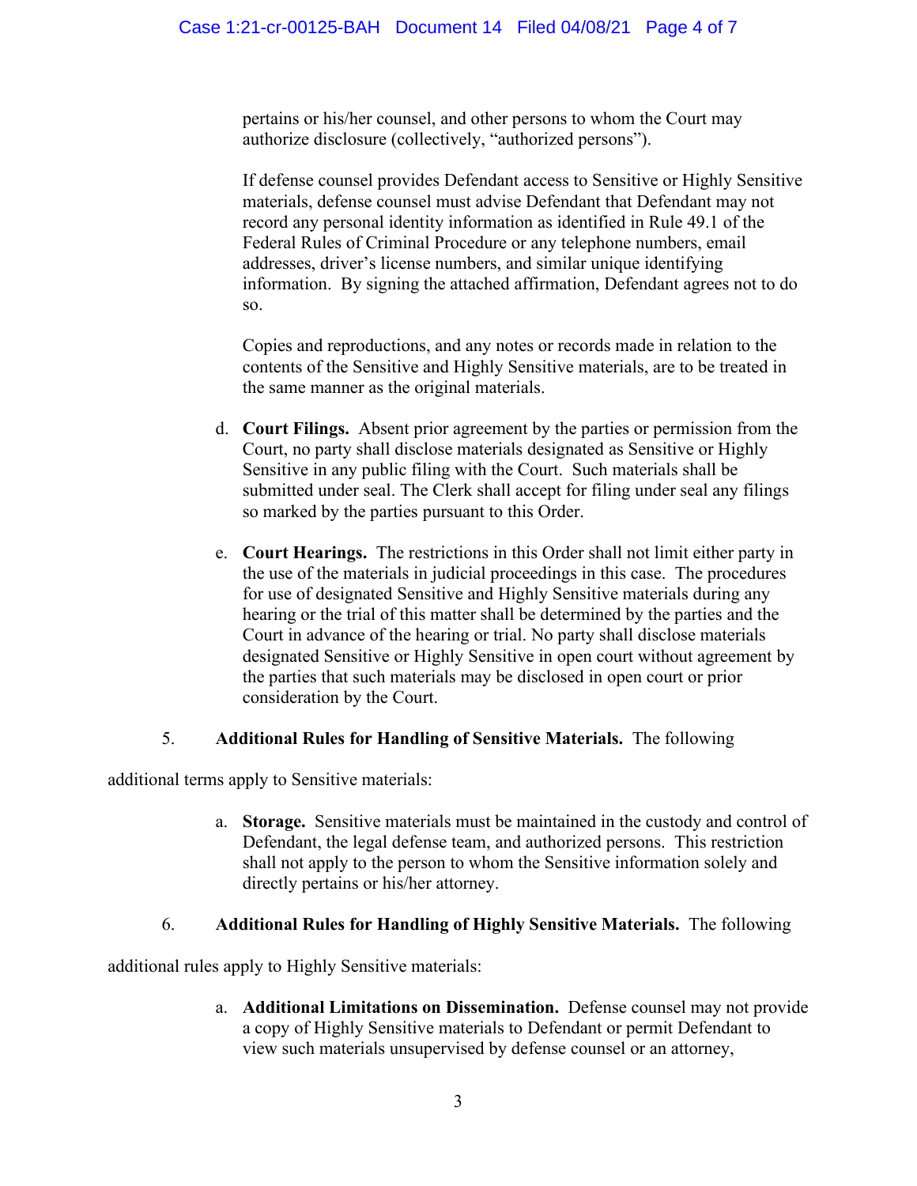pertains or his/her counsel, and other persons to whom the Court may authorize disclosure (collectively, "authorized persons").

If defense counsel provides Defendant access to Sensitive or Highly Sensitive materials, defense counsel must advise Defendant that Defendant may not record any personal identity information as identified in Rule 49.1 of the Federal Rules of Criminal Procedure or any telephone numbers, email addresses, driver's license numbers, and similar unique identifying information. By signing the attached affirmation, Defendant agrees not to do so.

Copies and reproductions, and any notes or records made in relation to the contents of the Sensitive and Highly Sensitive materials, are to be treated in the same manner as the original materials.

d. **Court Filings.** Absent prior agreement by the parties or permission from the Court, no party shall disclose materials designated as Sensitive or Highly Sensitive in any public filing with the Court. Such materials shall be submitted under seal. The Clerk shall accept for filing under seal any filings so marked by the parties pursuant to this Order.

e. **Court Hearings.** The restrictions in this Order shall not limit either party in the use of the materials in judicial proceedings in this case. The procedures for use of designated Sensitive and Highly Sensitive materials during any hearing or the trial of this matter shall be determined by the parties and the Court in advance of the hearing or trial. No party shall disclose materials designated Sensitive or Highly Sensitive in open court without agreement by the parties that such materials may be disclosed in open court or prior consideration by the Court.

5. **Additional Rules for Handling of Sensitive Materials.** The following additional terms apply to Sensitive materials:

a. **Storage.** Sensitive materials must be maintained in the custody and control of Defendant, the legal defense team, and authorized persons. This restriction shall not apply to the person to whom the Sensitive information solely and directly pertains or his/her attorney.

6. **Additional Rules for Handling of Highly Sensitive Materials.** The following additional rules apply to Highly Sensitive materials:

a. **Additional Limitations on Dissemination.** Defense counsel may not provide a copy of Highly Sensitive materials to Defendant or permit Defendant to view such materials unsupervised by defense counsel or an attorney,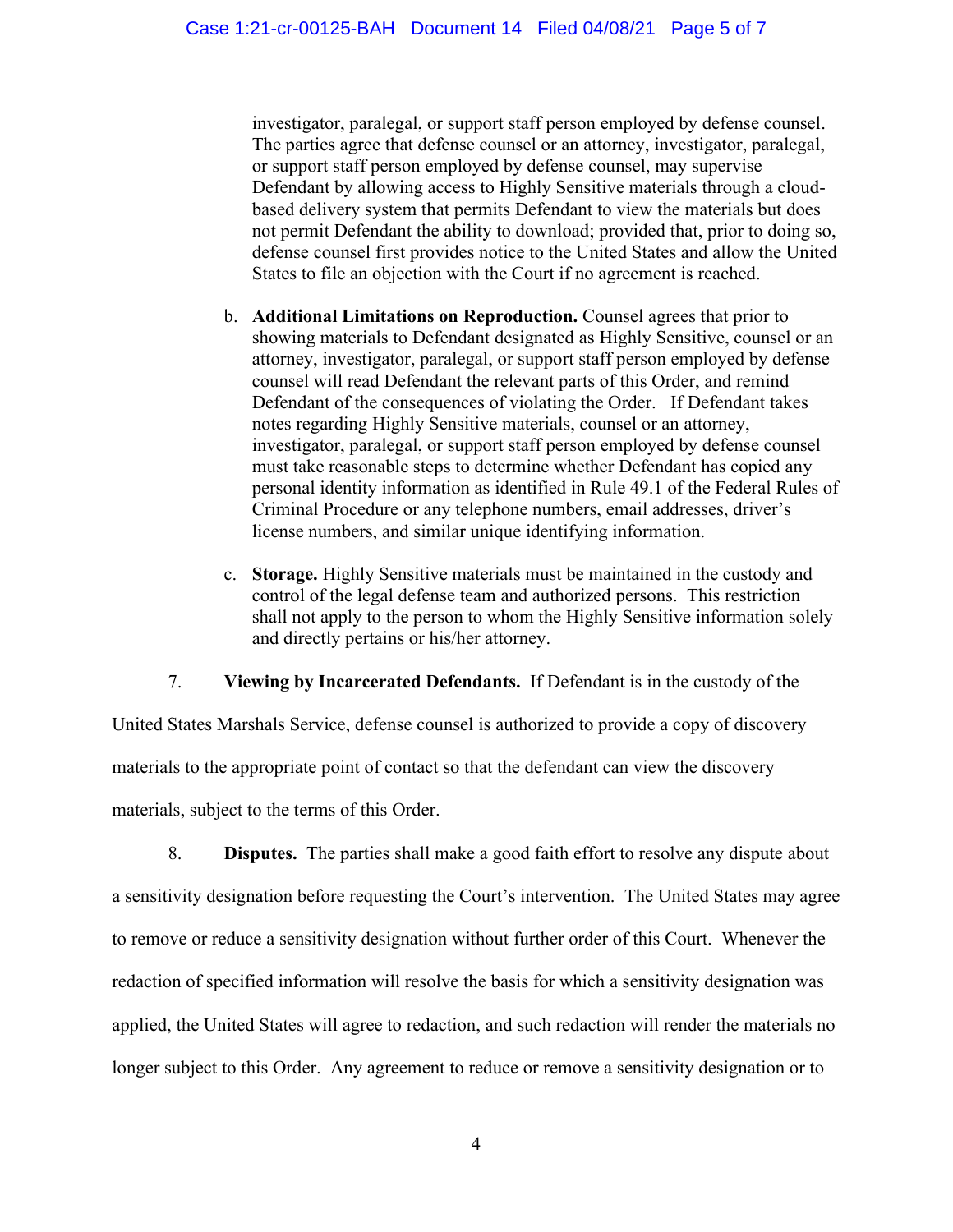investigator, paralegal, or support staff person employed by defense counsel. The parties agree that defense counsel or an attorney, investigator, paralegal, or support staff person employed by defense counsel, may supervise Defendant by allowing access to Highly Sensitive materials through a cloud-based delivery system that permits Defendant to view the materials but does not permit Defendant the ability to download; provided that, prior to doing so, defense counsel first provides notice to the United States and allow the United States to file an objection with the Court if no agreement is reached.

b. **Additional Limitations on Reproduction.** Counsel agrees that prior to showing materials to Defendant designated as Highly Sensitive, counsel or an attorney, investigator, paralegal, or support staff person employed by defense counsel will read Defendant the relevant parts of this Order, and remind Defendant of the consequences of violating the Order. If Defendant takes notes regarding Highly Sensitive materials, counsel or an attorney, investigator, paralegal, or support staff person employed by defense counsel must take reasonable steps to determine whether Defendant has copied any personal identity information as identified in Rule 49.1 of the Federal Rules of Criminal Procedure or any telephone numbers, email addresses, driver's license numbers, and similar unique identifying information.

c. **Storage.** Highly Sensitive materials must be maintained in the custody and control of the legal defense team and authorized persons. This restriction shall not apply to the person to whom the Highly Sensitive information solely and directly pertains or his/her attorney.

7. **Viewing by Incarcerated Defendants.** If Defendant is in the custody of the United States Marshals Service, defense counsel is authorized to provide a copy of discovery materials to the appropriate point of contact so that the defendant can view the discovery materials, subject to the terms of this Order.

8. **Disputes.** The parties shall make a good faith effort to resolve any dispute about a sensitivity designation before requesting the Court's intervention. The United States may agree to remove or reduce a sensitivity designation without further order of this Court. Whenever the redaction of specified information will resolve the basis for which a sensitivity designation was applied, the United States will agree to redaction, and such redaction will render the materials no longer subject to this Order. Any agreement to reduce or remove a sensitivity designation or to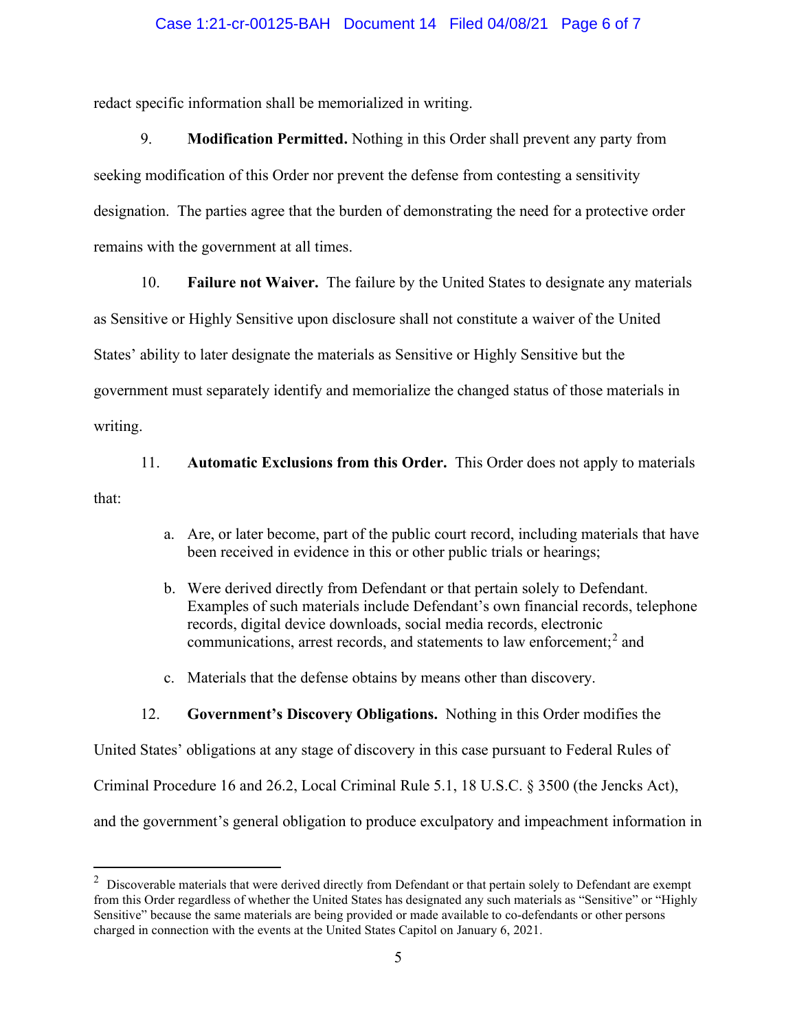redact specific information shall be memorialized in writing.

9. **Modification Permitted.** Nothing in this Order shall prevent any party from seeking modification of this Order nor prevent the defense from contesting a sensitivity designation. The parties agree that the burden of demonstrating the need for a protective order remains with the government at all times.

10. **Failure not Waiver.** The failure by the United States to designate any materials as Sensitive or Highly Sensitive upon disclosure shall not constitute a waiver of the United States' ability to later designate the materials as Sensitive or Highly Sensitive but the government must separately identify and memorialize the changed status of those materials in writing.

11. **Automatic Exclusions from this Order.** This Order does not apply to materials that:

a. Are, or later become, part of the public court record, including materials that have been received in evidence in this or other public trials or hearings;

b. Were derived directly from Defendant or that pertain solely to Defendant. Examples of such materials include Defendant's own financial records, telephone records, digital device downloads, social media records, electronic communications, arrest records, and statements to law enforcement;[2] and

c. Materials that the defense obtains by means other than discovery.

12. **Government's Discovery Obligations.** Nothing in this Order modifies the United States' obligations at any stage of discovery in this case pursuant to Federal Rules of Criminal Procedure 16 and 26.2, Local Criminal Rule 5.1, 18 U.S.C. § 3500 (the Jencks Act), and the government's general obligation to produce exculpatory and impeachment information in

[2] Discoverable materials that were derived directly from Defendant or that pertain solely to Defendant are exempt from this Order regardless of whether the United States has designated any such materials as "Sensitive" or "Highly Sensitive" because the same materials are being provided or made available to co-defendants or other persons charged in connection with the events at the United States Capitol on January 6, 2021.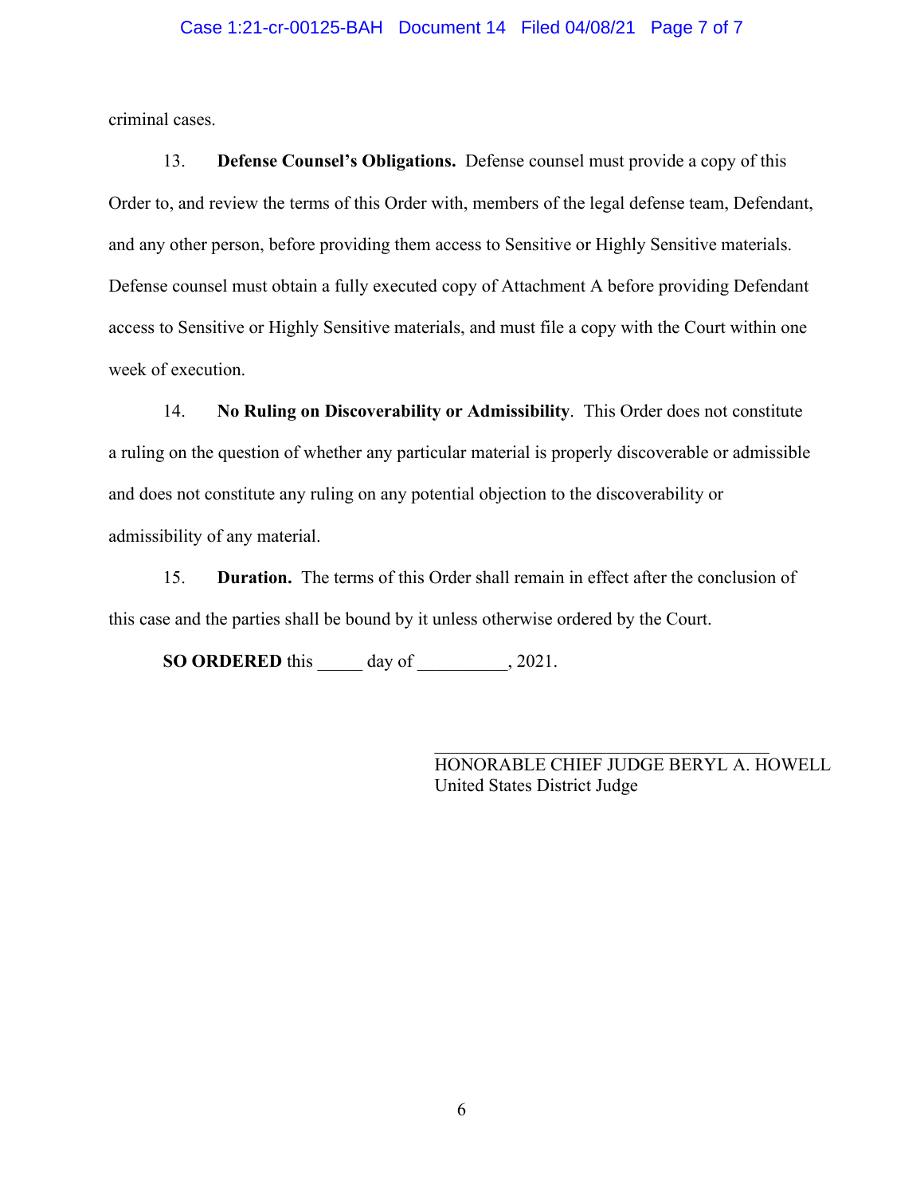criminal cases.

13. **Defense Counsel's Obligations.** Defense counsel must provide a copy of this Order to, and review the terms of this Order with, members of the legal defense team, Defendant, and any other person, before providing them access to Sensitive or Highly Sensitive materials. Defense counsel must obtain a fully executed copy of Attachment A before providing Defendant access to Sensitive or Highly Sensitive materials, and must file a copy with the Court within one week of execution.

14. **No Ruling on Discoverability or Admissibility**. This Order does not constitute a ruling on the question of whether any particular material is properly discoverable or admissible and does not constitute any ruling on any potential objection to the discoverability or admissibility of any material.

15. **Duration.** The terms of this Order shall remain in effect after the conclusion of this case and the parties shall be bound by it unless otherwise ordered by the Court.

**SO ORDERED** this _____ day of __________, 2021.

___________________________________
HONORABLE CHIEF JUDGE BERYL A. HOWELL
United States District Judge